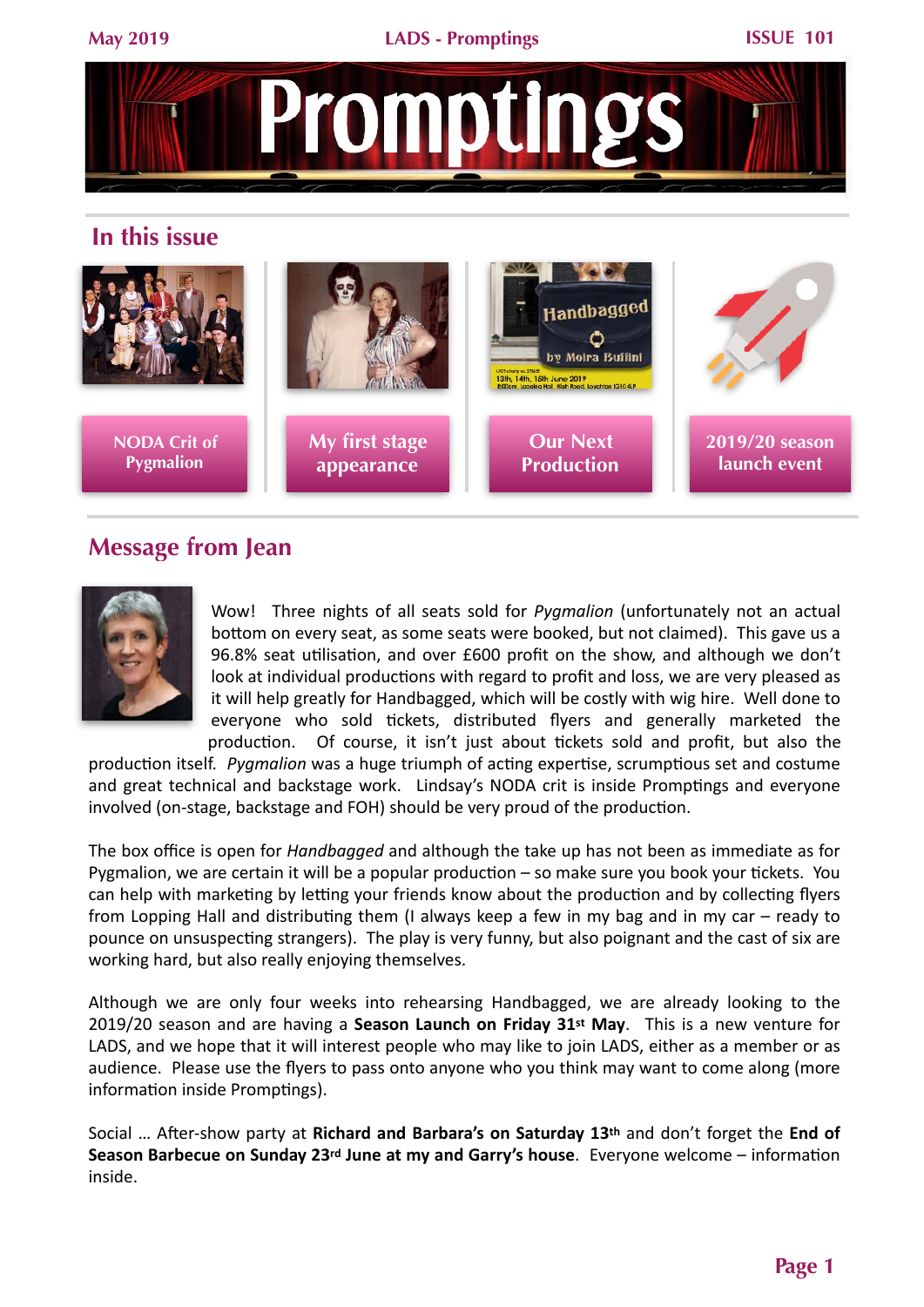# Promptings

## In this issue

NODA Crit of Pygmalion

My first stage appearance

Our Next Production

2019/20 season launch event

## Message from Jean

Wow! Three nights of all seats sold for *Pygmalion* (unfortunately not an actual bottom on every seat, as some seats were booked, but not claimed). This gave us a 96.8% seat utilisation, and over £600 profit on the show, and although we don't look at individual productions with regard to profit and loss, we are very pleased as it will help greatly for Handbagged, which will be costly with wig hire. Well done to everyone who sold tickets, distributed flyers and generally marketed the production. Of course, it isn't just about tickets sold and profit, but also the production itself. *Pygmalion* was a huge triumph of acting expertise, scrumptious set and costume and great technical and backstage work. Lindsay's NODA crit is inside Promptings and everyone involved (on-stage, backstage and FOH) should be very proud of the production.

The box office is open for *Handbagged* and although the take up has not been as immediate as for Pygmalion, we are certain it will be a popular production – so make sure you book your tickets. You can help with marketing by letting your friends know about the production and by collecting flyers from Lopping Hall and distributing them (I always keep a few in my bag and in my car – ready to pounce on unsuspecting strangers). The play is very funny, but also poignant and the cast of six are working hard, but also really enjoying themselves.

Although we are only four weeks into rehearsing Handbagged, we are already looking to the 2019/20 season and are having a **Season Launch on Friday 31st May**. This is a new venture for LADS, and we hope that it will interest people who may like to join LADS, either as a member or as audience. Please use the flyers to pass onto anyone who you think may want to come along (more information inside Promptings).

Social … After-show party at **Richard and Barbara's on Saturday 13th** and don't forget the **End of Season Barbecue on Sunday 23rd June at my and Garry's house**. Everyone welcome – information inside.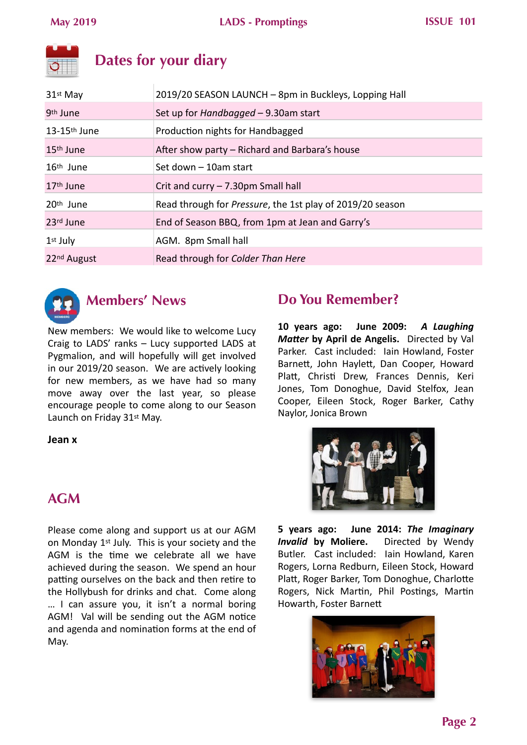## Dates for your diary

| | |
|---|---|
| 31st May | 2019/20 SEASON LAUNCH – 8pm in Buckleys, Lopping Hall |
| 9th June | Set up for *Handbagged* – 9.30am start |
| 13-15th June | Production nights for Handbagged |
| 15th June | After show party – Richard and Barbara's house |
| 16th June | Set down – 10am start |
| 17th June | Crit and curry – 7.30pm Small hall |
| 20th June | Read through for *Pressure*, the 1st play of 2019/20 season |
| 23rd June | End of Season BBQ, from 1pm at Jean and Garry's |
| 1st July | AGM. 8pm Small hall |
| 22nd August | Read through for *Colder Than Here* |

## Members' News

New members: We would like to welcome Lucy Craig to LADS' ranks – Lucy supported LADS at Pygmalion, and will hopefully will get involved in our 2019/20 season. We are actively looking for new members, as we have had so many move away over the last year, so please encourage people to come along to our Season Launch on Friday 31st May.

**Jean x**

## AGM

Please come along and support us at our AGM on Monday 1st July. This is your society and the AGM is the time we celebrate all we have achieved during the season. We spend an hour patting ourselves on the back and then retire to the Hollybush for drinks and chat. Come along … I can assure you, it isn't a normal boring AGM! Val will be sending out the AGM notice and agenda and nomination forms at the end of May.

## Do You Remember?

**10 years ago: June 2009: *A Laughing Matter* by April de Angelis.** Directed by Val Parker. Cast included: Iain Howland, Foster Barnett, John Haylett, Dan Cooper, Howard Platt, Christi Drew, Frances Dennis, Keri Jones, Tom Donoghue, David Stelfox, Jean Cooper, Eileen Stock, Roger Barker, Cathy Naylor, Jonica Brown

**5 years ago: June 2014: *The Imaginary Invalid* by Moliere.** Directed by Wendy Butler. Cast included: Iain Howland, Karen Rogers, Lorna Redburn, Eileen Stock, Howard Platt, Roger Barker, Tom Donoghue, Charlotte Rogers, Nick Martin, Phil Postings, Martin Howarth, Foster Barnett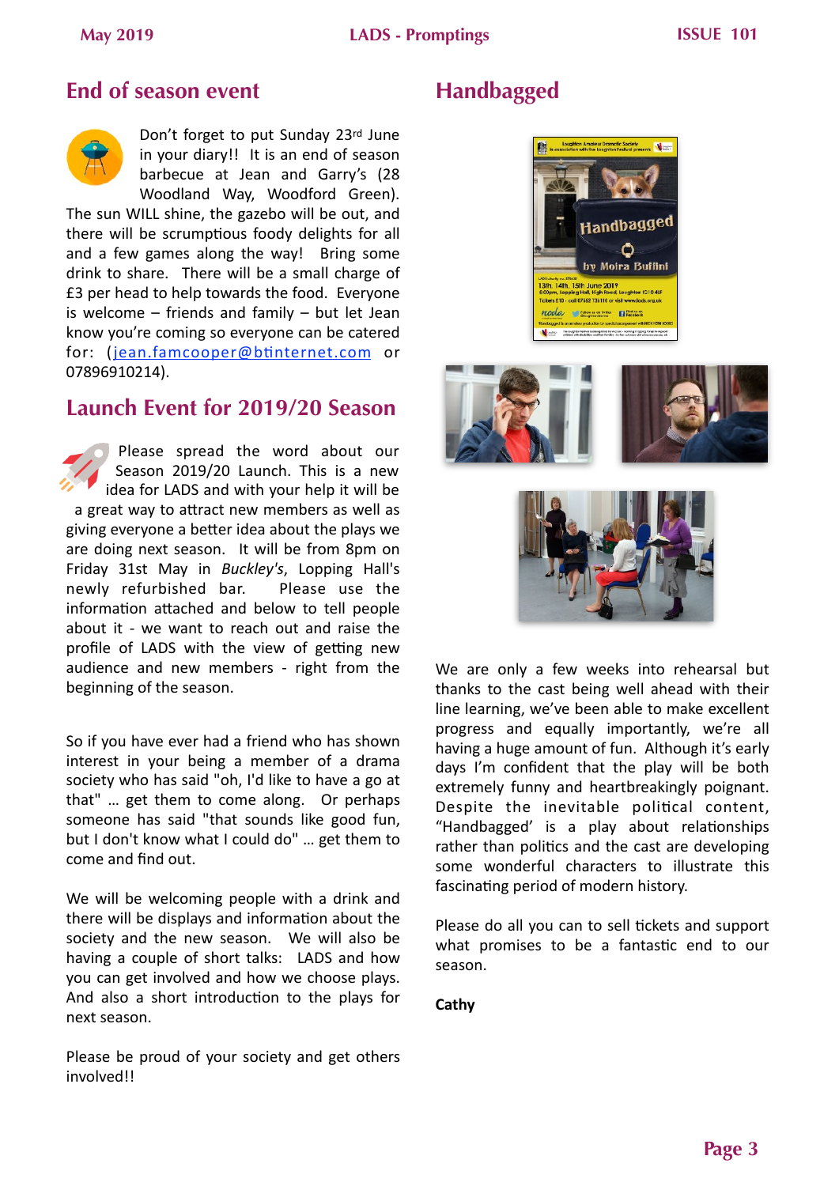## End of season event

Don't forget to put Sunday 23rd June in your diary!! It is an end of season barbecue at Jean and Garry's (28 Woodland Way, Woodford Green). The sun WILL shine, the gazebo will be out, and there will be scrumptious foody delights for all and a few games along the way! Bring some drink to share. There will be a small charge of £3 per head to help towards the food. Everyone is welcome – friends and family – but let Jean know you're coming so everyone can be catered for: (jean.famcooper@btinternet.com or 07896910214).

## Launch Event for 2019/20 Season

Please spread the word about our Season 2019/20 Launch. This is a new idea for LADS and with your help it will be a great way to attract new members as well as giving everyone a better idea about the plays we are doing next season. It will be from 8pm on Friday 31st May in *Buckley's*, Lopping Hall's newly refurbished bar. Please use the information attached and below to tell people about it - we want to reach out and raise the profile of LADS with the view of getting new audience and new members - right from the beginning of the season.

So if you have ever had a friend who has shown interest in your being a member of a drama society who has said "oh, I'd like to have a go at that" … get them to come along. Or perhaps someone has said "that sounds like good fun, but I don't know what I could do" … get them to come and find out.

We will be welcoming people with a drink and there will be displays and information about the society and the new season. We will also be having a couple of short talks: LADS and how you can get involved and how we choose plays. And also a short introduction to the plays for next season.

Please be proud of your society and get others involved!!

## Handbagged

We are only a few weeks into rehearsal but thanks to the cast being well ahead with their line learning, we've been able to make excellent progress and equally importantly, we're all having a huge amount of fun. Although it's early days I'm confident that the play will be both extremely funny and heartbreakingly poignant. Despite the inevitable political content, "Handbagged' is a play about relationships rather than politics and the cast are developing some wonderful characters to illustrate this fascinating period of modern history.

Please do all you can to sell tickets and support what promises to be a fantastic end to our season.

**Cathy**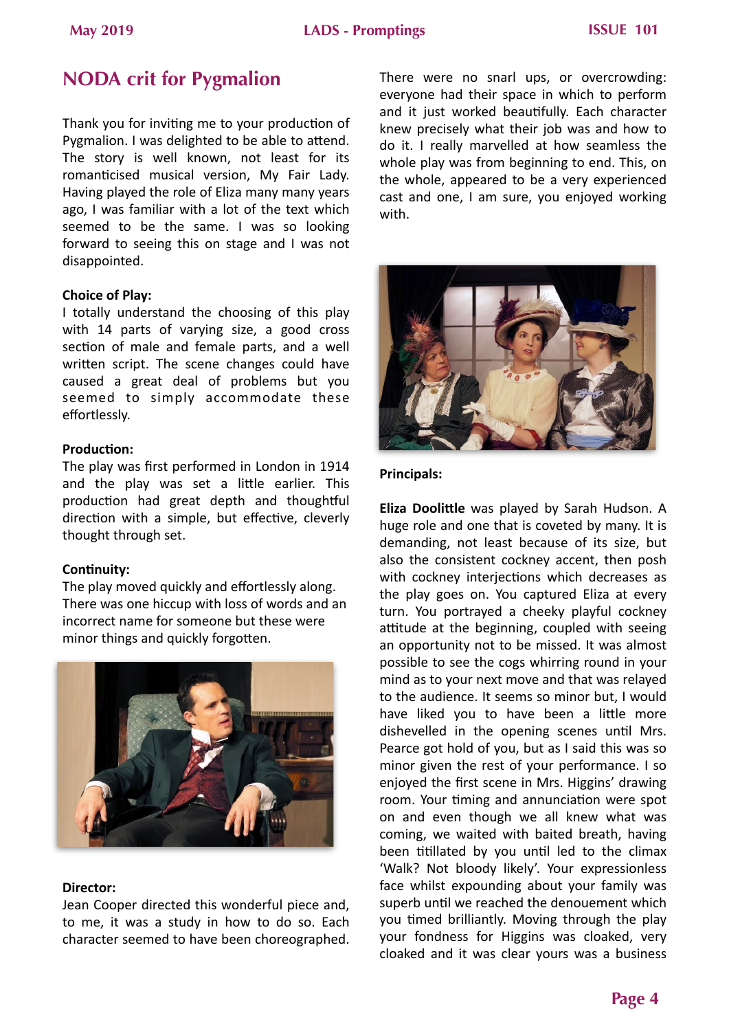## NODA crit for Pygmalion

Thank you for inviting me to your production of Pygmalion. I was delighted to be able to attend. The story is well known, not least for its romanticised musical version, My Fair Lady. Having played the role of Eliza many many years ago, I was familiar with a lot of the text which seemed to be the same. I was so looking forward to seeing this on stage and I was not disappointed.

**Choice of Play:**
I totally understand the choosing of this play with 14 parts of varying size, a good cross section of male and female parts, and a well written script. The scene changes could have caused a great deal of problems but you seemed to simply accommodate these effortlessly.

**Production:**
The play was first performed in London in 1914 and the play was set a little earlier. This production had great depth and thoughtful direction with a simple, but effective, cleverly thought through set.

**Continuity:**
The play moved quickly and effortlessly along. There was one hiccup with loss of words and an incorrect name for someone but these were minor things and quickly forgotten.

**Director:**
Jean Cooper directed this wonderful piece and, to me, it was a study in how to do so. Each character seemed to have been choreographed. There were no snarl ups, or overcrowding: everyone had their space in which to perform and it just worked beautifully. Each character knew precisely what their job was and how to do it. I really marvelled at how seamless the whole play was from beginning to end. This, on the whole, appeared to be a very experienced cast and one, I am sure, you enjoyed working with.

**Principals:**

**Eliza Doolittle** was played by Sarah Hudson. A huge role and one that is coveted by many. It is demanding, not least because of its size, but also the consistent cockney accent, then posh with cockney interjections which decreases as the play goes on. You captured Eliza at every turn. You portrayed a cheeky playful cockney attitude at the beginning, coupled with seeing an opportunity not to be missed. It was almost possible to see the cogs whirring round in your mind as to your next move and that was relayed to the audience. It seems so minor but, I would have liked you to have been a little more dishevelled in the opening scenes until Mrs. Pearce got hold of you, but as I said this was so minor given the rest of your performance. I so enjoyed the first scene in Mrs. Higgins' drawing room. Your timing and annunciation were spot on and even though we all knew what was coming, we waited with baited breath, having been titillated by you until led to the climax 'Walk? Not bloody likely'. Your expressionless face whilst expounding about your family was superb until we reached the denouement which you timed brilliantly. Moving through the play your fondness for Higgins was cloaked, very cloaked and it was clear yours was a business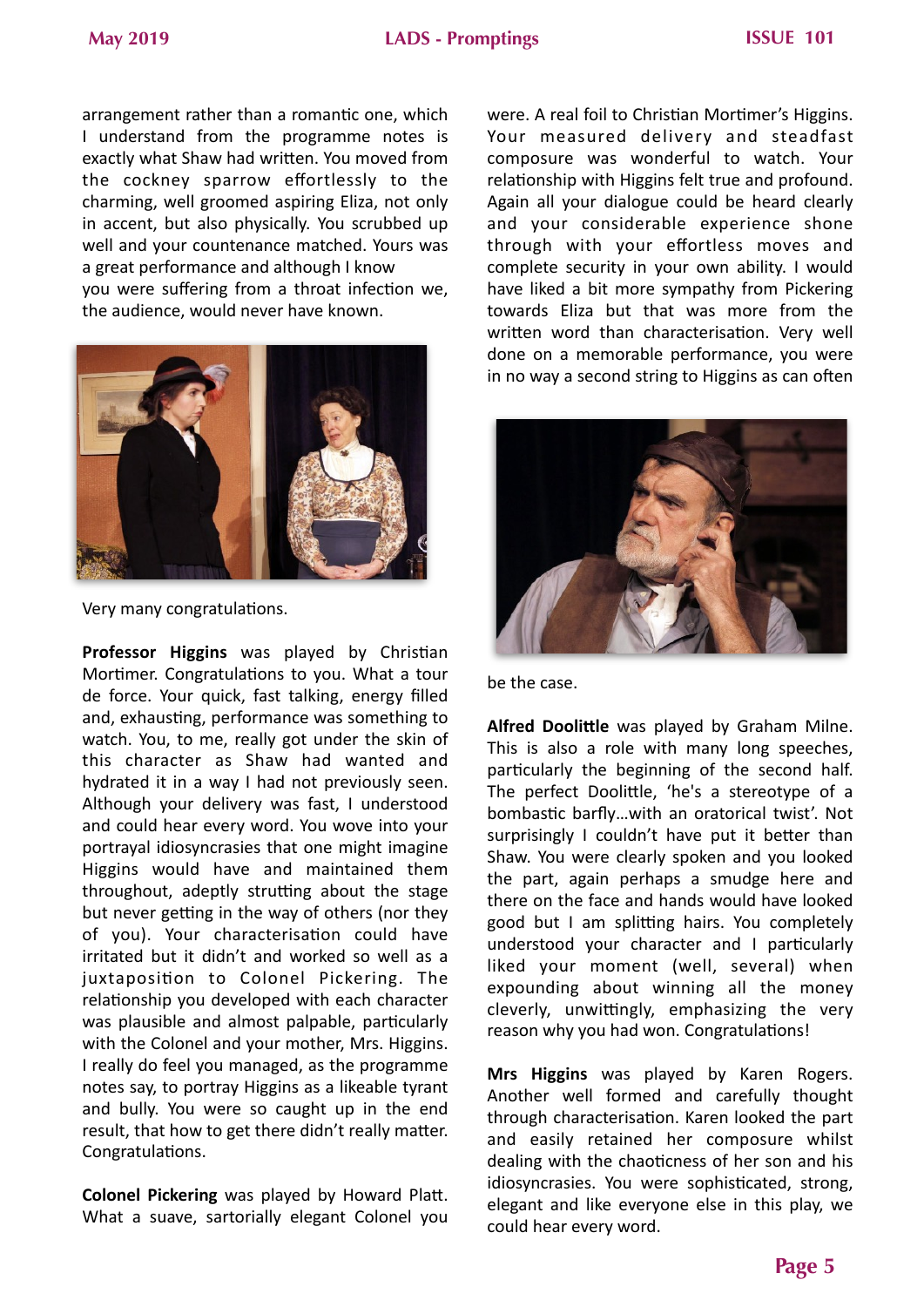arrangement rather than a romantic one, which I understand from the programme notes is exactly what Shaw had written. You moved from the cockney sparrow effortlessly to the charming, well groomed aspiring Eliza, not only in accent, but also physically. You scrubbed up well and your countenance matched. Yours was a great performance and although I know you were suffering from a throat infection we, the audience, would never have known.

Very many congratulations.

**Professor Higgins** was played by Christian Mortimer. Congratulations to you. What a tour de force. Your quick, fast talking, energy filled and, exhausting, performance was something to watch. You, to me, really got under the skin of this character as Shaw had wanted and hydrated it in a way I had not previously seen. Although your delivery was fast, I understood and could hear every word. You wove into your portrayal idiosyncrasies that one might imagine Higgins would have and maintained them throughout, adeptly strutting about the stage but never getting in the way of others (nor they of you). Your characterisation could have irritated but it didn't and worked so well as a juxtaposition to Colonel Pickering. The relationship you developed with each character was plausible and almost palpable, particularly with the Colonel and your mother, Mrs. Higgins. I really do feel you managed, as the programme notes say, to portray Higgins as a likeable tyrant and bully. You were so caught up in the end result, that how to get there didn't really matter. Congratulations.

**Colonel Pickering** was played by Howard Platt. What a suave, sartorially elegant Colonel you were. A real foil to Christian Mortimer's Higgins. Your measured delivery and steadfast composure was wonderful to watch. Your relationship with Higgins felt true and profound. Again all your dialogue could be heard clearly and your considerable experience shone through with your effortless moves and complete security in your own ability. I would have liked a bit more sympathy from Pickering towards Eliza but that was more from the written word than characterisation. Very well done on a memorable performance, you were in no way a second string to Higgins as can often be the case.

**Alfred Doolittle** was played by Graham Milne. This is also a role with many long speeches, particularly the beginning of the second half. The perfect Doolittle, 'he's a stereotype of a bombastic barfly…with an oratorical twist'. Not surprisingly I couldn't have put it better than Shaw. You were clearly spoken and you looked the part, again perhaps a smudge here and there on the face and hands would have looked good but I am splitting hairs. You completely understood your character and I particularly liked your moment (well, several) when expounding about winning all the money cleverly, unwittingly, emphasizing the very reason why you had won. Congratulations!

**Mrs Higgins** was played by Karen Rogers. Another well formed and carefully thought through characterisation. Karen looked the part and easily retained her composure whilst dealing with the chaoticness of her son and his idiosyncrasies. You were sophisticated, strong, elegant and like everyone else in this play, we could hear every word.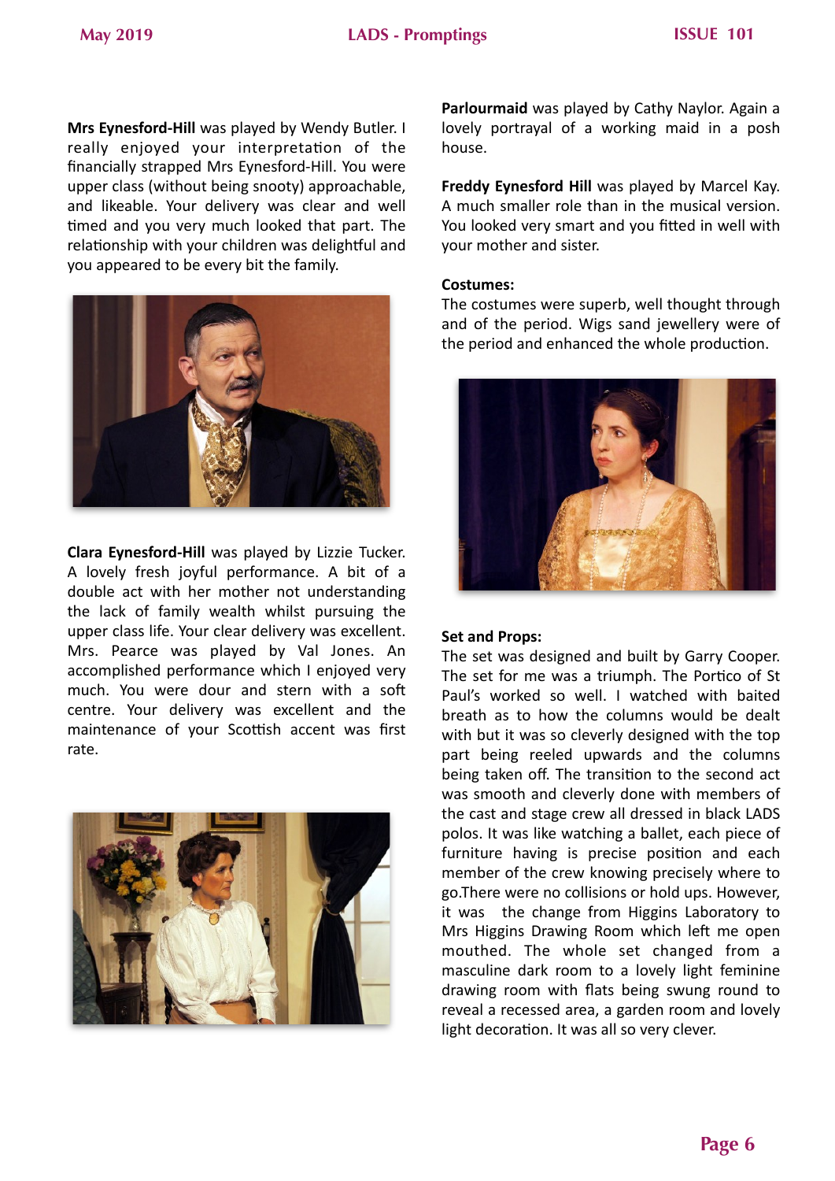**Mrs Eynesford-Hill** was played by Wendy Butler. I really enjoyed your interpretation of the financially strapped Mrs Eynesford-Hill. You were upper class (without being snooty) approachable, and likeable. Your delivery was clear and well timed and you very much looked that part. The relationship with your children was delightful and you appeared to be every bit the family.

**Clara Eynesford-Hill** was played by Lizzie Tucker. A lovely fresh joyful performance. A bit of a double act with her mother not understanding the lack of family wealth whilst pursuing the upper class life. Your clear delivery was excellent. Mrs. Pearce was played by Val Jones. An accomplished performance which I enjoyed very much. You were dour and stern with a soft centre. Your delivery was excellent and the maintenance of your Scottish accent was first rate.

**Parlourmaid** was played by Cathy Naylor. Again a lovely portrayal of a working maid in a posh house.

**Freddy Eynesford Hill** was played by Marcel Kay. A much smaller role than in the musical version. You looked very smart and you fitted in well with your mother and sister.

**Costumes:**
The costumes were superb, well thought through and of the period. Wigs sand jewellery were of the period and enhanced the whole production.

**Set and Props:**
The set was designed and built by Garry Cooper. The set for me was a triumph. The Portico of St Paul's worked so well. I watched with baited breath as to how the columns would be dealt with but it was so cleverly designed with the top part being reeled upwards and the columns being taken off. The transition to the second act was smooth and cleverly done with members of the cast and stage crew all dressed in black LADS polos. It was like watching a ballet, each piece of furniture having is precise position and each member of the crew knowing precisely where to go.There were no collisions or hold ups. However, it was the change from Higgins Laboratory to Mrs Higgins Drawing Room which left me open mouthed. The whole set changed from a masculine dark room to a lovely light feminine drawing room with flats being swung round to reveal a recessed area, a garden room and lovely light decoration. It was all so very clever.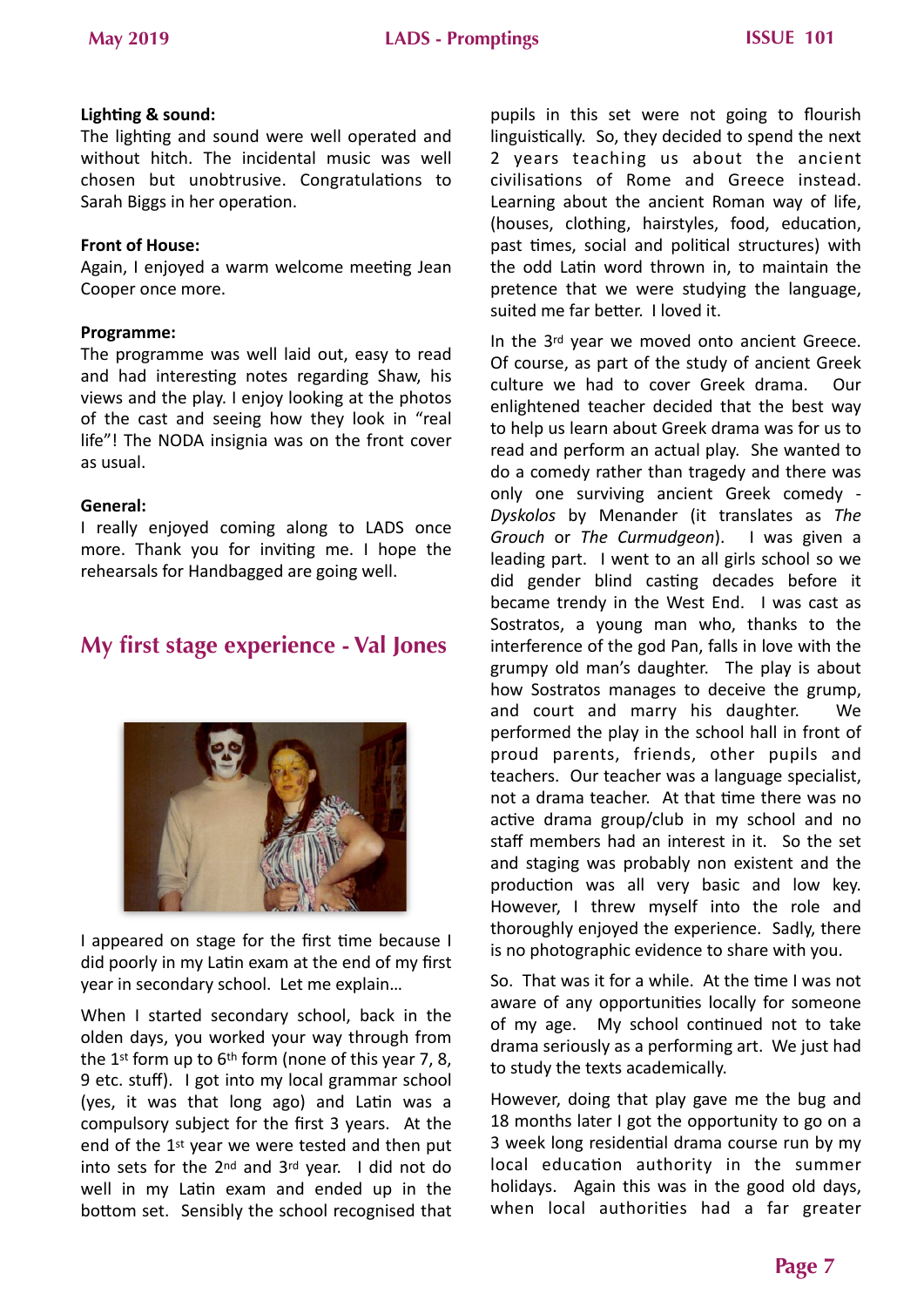**Lighting & sound:**
The lighting and sound were well operated and without hitch. The incidental music was well chosen but unobtrusive. Congratulations to Sarah Biggs in her operation.

**Front of House:**
Again, I enjoyed a warm welcome meeting Jean Cooper once more.

**Programme:**
The programme was well laid out, easy to read and had interesting notes regarding Shaw, his views and the play. I enjoy looking at the photos of the cast and seeing how they look in "real life"! The NODA insignia was on the front cover as usual.

**General:**
I really enjoyed coming along to LADS once more. Thank you for inviting me. I hope the rehearsals for Handbagged are going well.

## My first stage experience - Val Jones

I appeared on stage for the first time because I did poorly in my Latin exam at the end of my first year in secondary school. Let me explain…

When I started secondary school, back in the olden days, you worked your way through from the 1st form up to 6th form (none of this year 7, 8, 9 etc. stuff). I got into my local grammar school (yes, it was that long ago) and Latin was a compulsory subject for the first 3 years. At the end of the 1st year we were tested and then put into sets for the 2nd and 3rd year. I did not do well in my Latin exam and ended up in the bottom set. Sensibly the school recognised that pupils in this set were not going to flourish linguistically. So, they decided to spend the next 2 years teaching us about the ancient civilisations of Rome and Greece instead. Learning about the ancient Roman way of life, (houses, clothing, hairstyles, food, education, past times, social and political structures) with the odd Latin word thrown in, to maintain the pretence that we were studying the language, suited me far better. I loved it.

In the 3rd year we moved onto ancient Greece. Of course, as part of the study of ancient Greek culture we had to cover Greek drama. Our enlightened teacher decided that the best way to help us learn about Greek drama was for us to read and perform an actual play. She wanted to do a comedy rather than tragedy and there was only one surviving ancient Greek comedy - *Dyskolos* by Menander (it translates as *The Grouch* or *The Curmudgeon*). I was given a leading part. I went to an all girls school so we did gender blind casting decades before it became trendy in the West End. I was cast as Sostratos, a young man who, thanks to the interference of the god Pan, falls in love with the grumpy old man's daughter. The play is about how Sostratos manages to deceive the grump, and court and marry his daughter. We performed the play in the school hall in front of proud parents, friends, other pupils and teachers. Our teacher was a language specialist, not a drama teacher. At that time there was no active drama group/club in my school and no staff members had an interest in it. So the set and staging was probably non existent and the production was all very basic and low key. However, I threw myself into the role and thoroughly enjoyed the experience. Sadly, there is no photographic evidence to share with you.

So. That was it for a while. At the time I was not aware of any opportunities locally for someone of my age. My school continued not to take drama seriously as a performing art. We just had to study the texts academically.

However, doing that play gave me the bug and 18 months later I got the opportunity to go on a 3 week long residential drama course run by my local education authority in the summer holidays. Again this was in the good old days, when local authorities had a far greater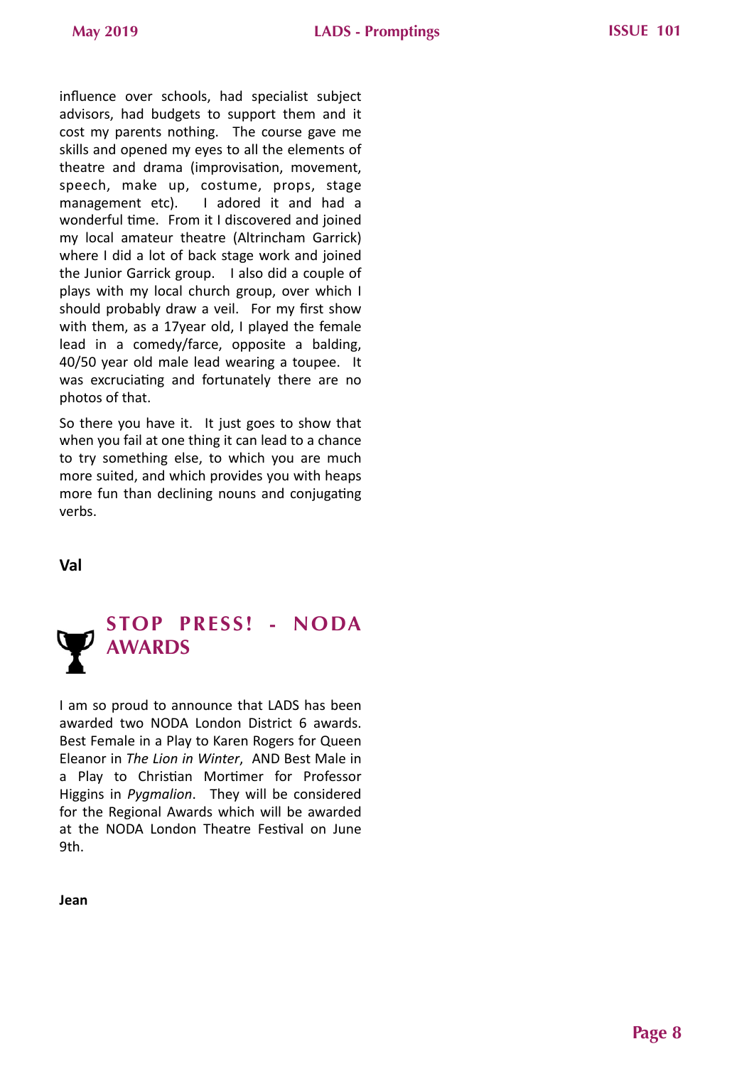influence over schools, had specialist subject advisors, had budgets to support them and it cost my parents nothing. The course gave me skills and opened my eyes to all the elements of theatre and drama (improvisation, movement, speech, make up, costume, props, stage management etc). I adored it and had a wonderful time. From it I discovered and joined my local amateur theatre (Altrincham Garrick) where I did a lot of back stage work and joined the Junior Garrick group. I also did a couple of plays with my local church group, over which I should probably draw a veil. For my first show with them, as a 17year old, I played the female lead in a comedy/farce, opposite a balding, 40/50 year old male lead wearing a toupee. It was excruciating and fortunately there are no photos of that.

So there you have it. It just goes to show that when you fail at one thing it can lead to a chance to try something else, to which you are much more suited, and which provides you with heaps more fun than declining nouns and conjugating verbs.

**Val**

## STOP PRESS! - NODA AWARDS

I am so proud to announce that LADS has been awarded two NODA London District 6 awards. Best Female in a Play to Karen Rogers for Queen Eleanor in *The Lion in Winter*, AND Best Male in a Play to Christian Mortimer for Professor Higgins in *Pygmalion*. They will be considered for the Regional Awards which will be awarded at the NODA London Theatre Festival on June 9th.

**Jean**